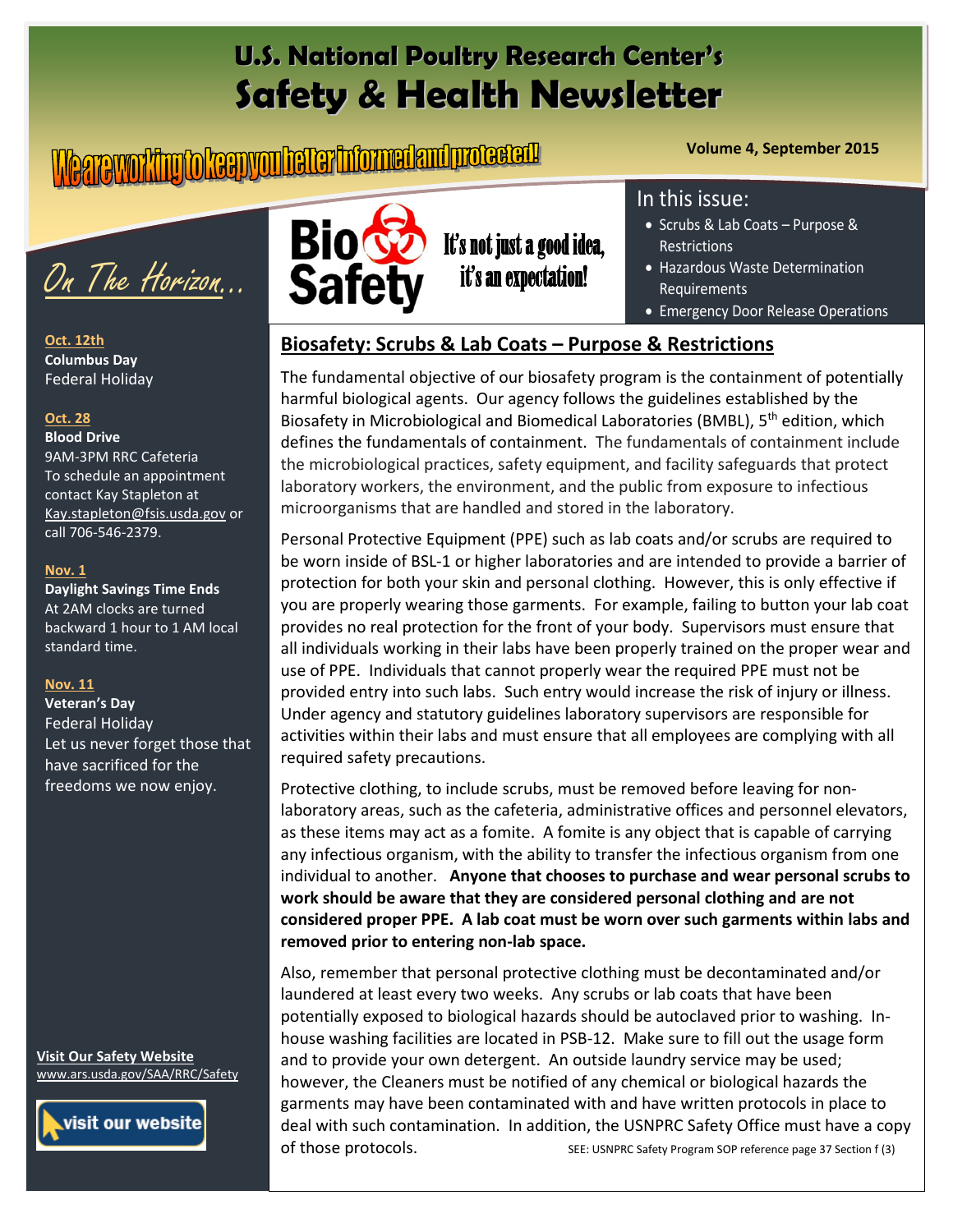# U.S. National Poultry Research Center's
# Safety & Health Newsletter

We are working to keep you better informed and protected!

**Volume 4, September 2015**

**In this issue:**

- Scrubs & Lab Coats – Purpose & Restrictions
- Hazardous Waste Determination Requirements
- Emergency Door Release Operations

## On The Horizon...

**Oct. 12th**
**Columbus Day**
Federal Holiday

**Oct. 28**
**Blood Drive**
9AM-3PM RRC Cafeteria
To schedule an appointment contact Kay Stapleton at Kay.stapleton@fsis.usda.gov or call 706-546-2379.

**Nov. 1**
**Daylight Savings Time Ends**
At 2AM clocks are turned backward 1 hour to 1 AM local standard time.

**Nov. 11**
**Veteran's Day**
Federal Holiday
Let us never forget those that have sacrificed for the freedoms we now enjoy.

**Visit Our Safety Website**
www.ars.usda.gov/SAA/RRC/Safety

visit our website

**Bio Safety** It's not just a good idea, it's an expectation!

## Biosafety: Scrubs & Lab Coats – Purpose & Restrictions

The fundamental objective of our biosafety program is the containment of potentially harmful biological agents. Our agency follows the guidelines established by the Biosafety in Microbiological and Biomedical Laboratories (BMBL), 5th edition, which defines the fundamentals of containment. The fundamentals of containment include the microbiological practices, safety equipment, and facility safeguards that protect laboratory workers, the environment, and the public from exposure to infectious microorganisms that are handled and stored in the laboratory.

Personal Protective Equipment (PPE) such as lab coats and/or scrubs are required to be worn inside of BSL-1 or higher laboratories and are intended to provide a barrier of protection for both your skin and personal clothing. However, this is only effective if you are properly wearing those garments. For example, failing to button your lab coat provides no real protection for the front of your body. Supervisors must ensure that all individuals working in their labs have been properly trained on the proper wear and use of PPE. Individuals that cannot properly wear the required PPE must not be provided entry into such labs. Such entry would increase the risk of injury or illness. Under agency and statutory guidelines laboratory supervisors are responsible for activities within their labs and must ensure that all employees are complying with all required safety precautions.

Protective clothing, to include scrubs, must be removed before leaving for non-laboratory areas, such as the cafeteria, administrative offices and personnel elevators, as these items may act as a fomite. A fomite is any object that is capable of carrying any infectious organism, with the ability to transfer the infectious organism from one individual to another. **Anyone that chooses to purchase and wear personal scrubs to work should be aware that they are considered personal clothing and are not considered proper PPE. A lab coat must be worn over such garments within labs and removed prior to entering non-lab space.**

Also, remember that personal protective clothing must be decontaminated and/or laundered at least every two weeks. Any scrubs or lab coats that have been potentially exposed to biological hazards should be autoclaved prior to washing. In-house washing facilities are located in PSB-12. Make sure to fill out the usage form and to provide your own detergent. An outside laundry service may be used; however, the Cleaners must be notified of any chemical or biological hazards the garments may have been contaminated with and have written protocols in place to deal with such contamination. In addition, the USNPRC Safety Office must have a copy of those protocols. SEE: USNPRC Safety Program SOP reference page 37 Section f (3)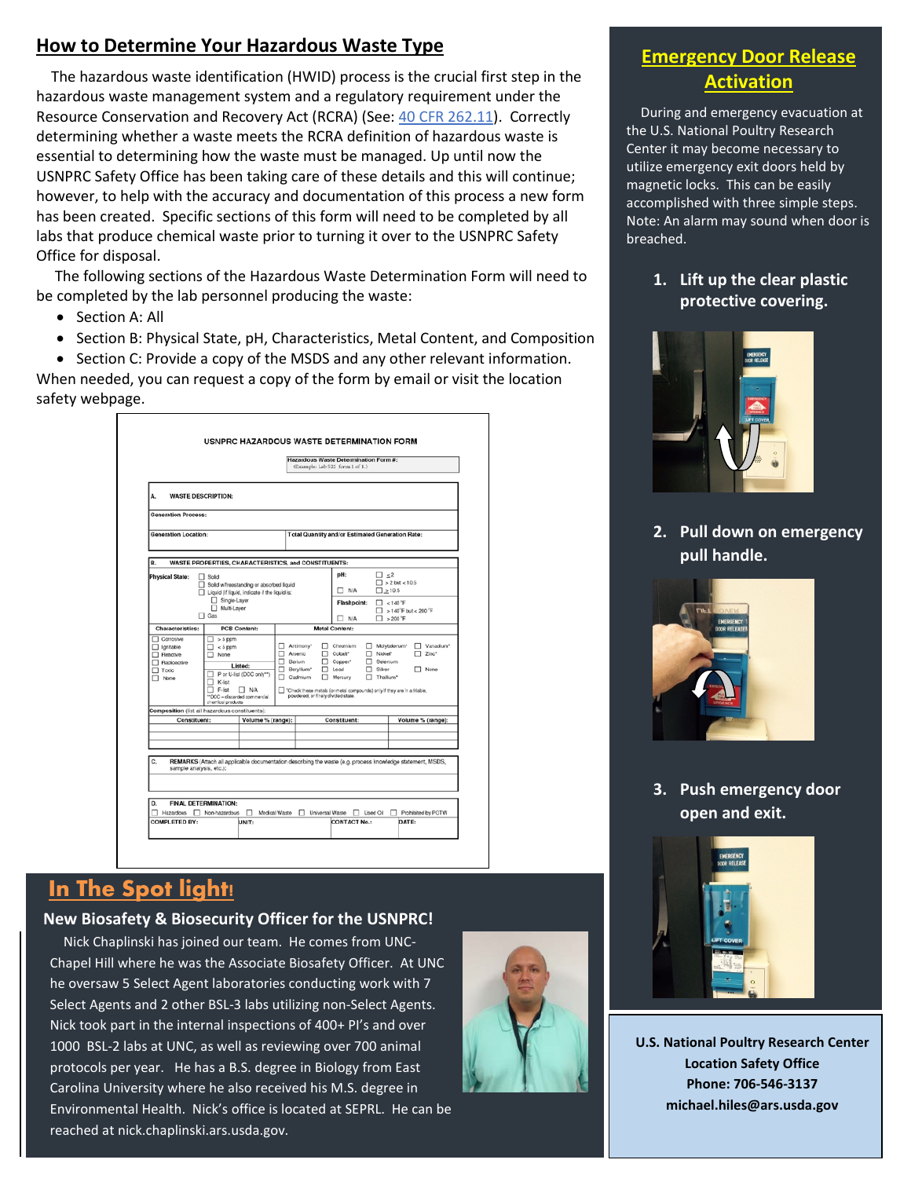## How to Determine Your Hazardous Waste Type

The hazardous waste identification (HWID) process is the crucial first step in the hazardous waste management system and a regulatory requirement under the Resource Conservation and Recovery Act (RCRA) (See: [40 CFR 262.11](40 CFR 262.11)). Correctly determining whether a waste meets the RCRA definition of hazardous waste is essential to determining how the waste must be managed. Up until now the USNPRC Safety Office has been taking care of these details and this will continue; however, to help with the accuracy and documentation of this process a new form has been created. Specific sections of this form will need to be completed by all labs that produce chemical waste prior to turning it over to the USNPRC Safety Office for disposal.

The following sections of the Hazardous Waste Determination Form will need to be completed by the lab personnel producing the waste:

- Section A: All
- Section B: Physical State, pH, Characteristics, Metal Content, and Composition
- Section C: Provide a copy of the MSDS and any other relevant information.

When needed, you can request a copy of the form by email or visit the location safety webpage.

## In The Spot light!

### New Biosafety & Biosecurity Officer for the USNPRC!

Nick Chaplinski has joined our team. He comes from UNC-Chapel Hill where he was the Associate Biosafety Officer. At UNC he oversaw 5 Select Agent laboratories conducting work with 7 Select Agents and 2 other BSL-3 labs utilizing non-Select Agents. Nick took part in the internal inspections of 400+ PI's and over 1000 BSL-2 labs at UNC, as well as reviewing over 700 animal protocols per year. He has a B.S. degree in Biology from East Carolina University where he also received his M.S. degree in Environmental Health. Nick's office is located at SEPRL. He can be reached at nick.chaplinski.ars.usda.gov.

## Emergency Door Release Activation

During and emergency evacuation at the U.S. National Poultry Research Center it may become necessary to utilize emergency exit doors held by magnetic locks. This can be easily accomplished with three simple steps. Note: An alarm may sound when door is breached.

1. **Lift up the clear plastic protective covering.**
2. **Pull down on emergency pull handle.**
3. **Push emergency door open and exit.**

**U.S. National Poultry Research Center**
**Location Safety Office**
**Phone: 706-546-3137**
**michael.hiles@ars.usda.gov**